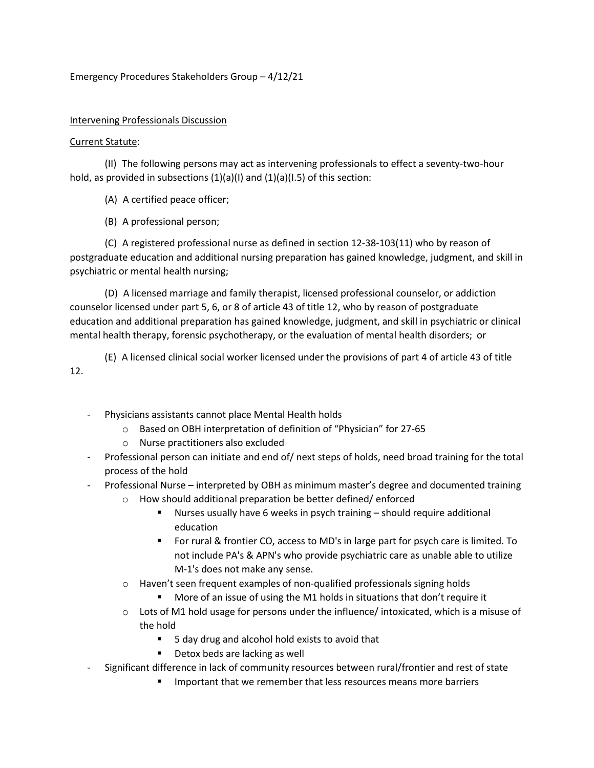Emergency Procedures Stakeholders Group – 4/12/21

Intervening Professionals Discussion

Current Statute:

(II) The following persons may act as intervening professionals to effect a seventy-two-hour hold, as provided in subsections (1)(a)(I) and (1)(a)(I.5) of this section:

(A) A certified peace officer;

(B) A professional person;

(C) A registered professional nurse as defined in section 12-38-103(11) who by reason of postgraduate education and additional nursing preparation has gained knowledge, judgment, and skill in psychiatric or mental health nursing;

(D) A licensed marriage and family therapist, licensed professional counselor, or addiction counselor licensed under part 5, 6, or 8 of article 43 of title 12, who by reason of postgraduate education and additional preparation has gained knowledge, judgment, and skill in psychiatric or clinical mental health therapy, forensic psychotherapy, or the evaluation of mental health disorders; or

(E) A licensed clinical social worker licensed under the provisions of part 4 of article 43 of title 12.

- Physicians assistants cannot place Mental Health holds
    - Based on OBH interpretation of definition of "Physician" for 27-65
    - Nurse practitioners also excluded
- Professional person can initiate and end of/ next steps of holds, need broad training for the total process of the hold
- Professional Nurse – interpreted by OBH as minimum master's degree and documented training
    - How should additional preparation be better defined/ enforced
        - Nurses usually have 6 weeks in psych training – should require additional education
        - For rural & frontier CO, access to MD's in large part for psych care is limited. To not include PA's & APN's who provide psychiatric care as unable able to utilize M-1's does not make any sense.
    - Haven't seen frequent examples of non-qualified professionals signing holds
        - More of an issue of using the M1 holds in situations that don't require it
    - Lots of M1 hold usage for persons under the influence/ intoxicated, which is a misuse of the hold
        - 5 day drug and alcohol hold exists to avoid that
        - Detox beds are lacking as well
- Significant difference in lack of community resources between rural/frontier and rest of state
        - Important that we remember that less resources means more barriers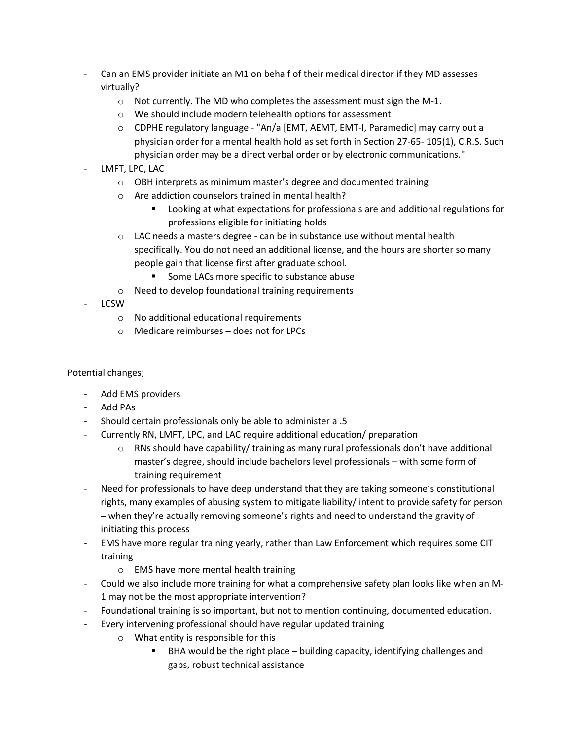- Can an EMS provider initiate an M1 on behalf of their medical director if they MD assesses virtually?
    - Not currently. The MD who completes the assessment must sign the M-1.
    - We should include modern telehealth options for assessment
    - CDPHE regulatory language - "An/a [EMT, AEMT, EMT-I, Paramedic] may carry out a physician order for a mental health hold as set forth in Section 27-65- 105(1), C.R.S. Such physician order may be a direct verbal order or by electronic communications."
- LMFT, LPC, LAC
    - OBH interprets as minimum master's degree and documented training
    - Are addiction counselors trained in mental health?
        - Looking at what expectations for professionals are and additional regulations for professions eligible for initiating holds
    - LAC needs a masters degree - can be in substance use without mental health specifically. You do not need an additional license, and the hours are shorter so many people gain that license first after graduate school.
        - Some LACs more specific to substance abuse
    - Need to develop foundational training requirements
- LCSW
    - No additional educational requirements
    - Medicare reimburses – does not for LPCs

Potential changes;

- Add EMS providers
- Add PAs
- Should certain professionals only be able to administer a .5
- Currently RN, LMFT, LPC, and LAC require additional education/ preparation
    - RNs should have capability/ training as many rural professionals don't have additional master's degree, should include bachelors level professionals – with some form of training requirement
- Need for professionals to have deep understand that they are taking someone's constitutional rights, many examples of abusing system to mitigate liability/ intent to provide safety for person – when they're actually removing someone's rights and need to understand the gravity of initiating this process
- EMS have more regular training yearly, rather than Law Enforcement which requires some CIT training
    - EMS have more mental health training
- Could we also include more training for what a comprehensive safety plan looks like when an M-1 may not be the most appropriate intervention?
- Foundational training is so important, but not to mention continuing, documented education.
- Every intervening professional should have regular updated training
    - What entity is responsible for this
        - BHA would be the right place – building capacity, identifying challenges and gaps, robust technical assistance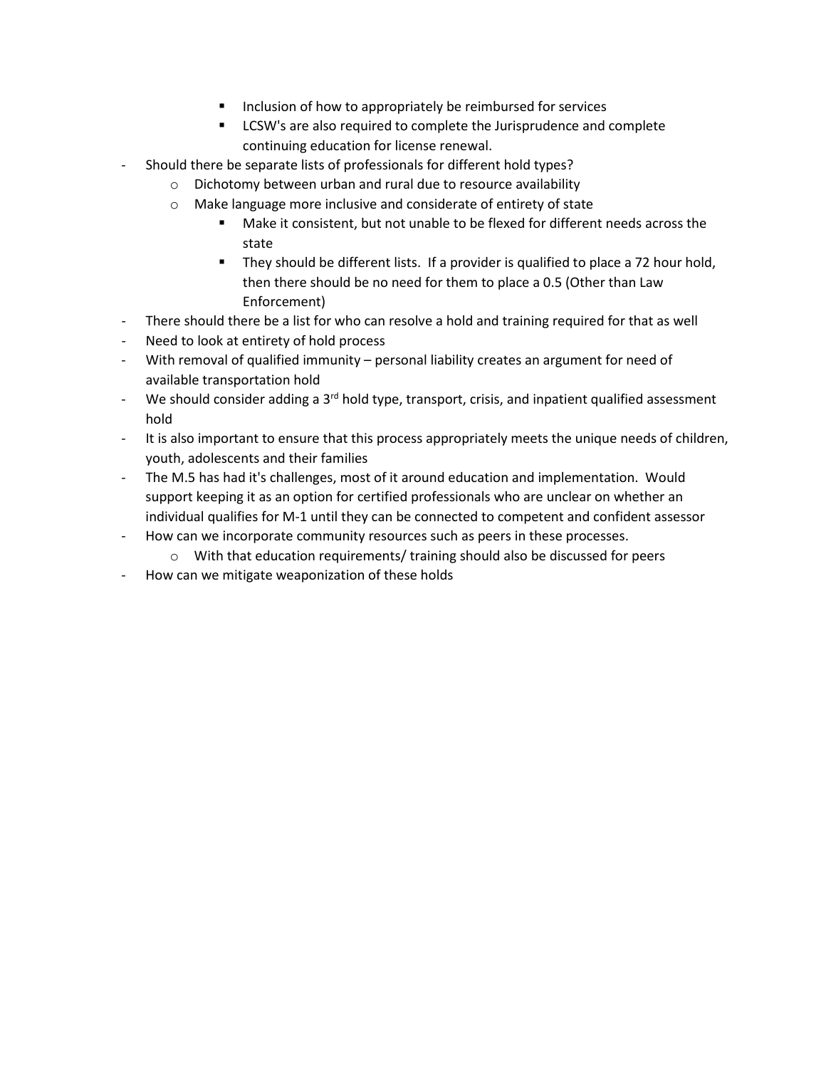- Inclusion of how to appropriately be reimbursed for services
    - LCSW's are also required to complete the Jurisprudence and complete continuing education for license renewal.
- Should there be separate lists of professionals for different hold types?
  - Dichotomy between urban and rural due to resource availability
  - Make language more inclusive and considerate of entirety of state
    - Make it consistent, but not unable to be flexed for different needs across the state
    - They should be different lists. If a provider is qualified to place a 72 hour hold, then there should be no need for them to place a 0.5 (Other than Law Enforcement)
- There should there be a list for who can resolve a hold and training required for that as well
- Need to look at entirety of hold process
- With removal of qualified immunity – personal liability creates an argument for need of available transportation hold
- We should consider adding a 3rd hold type, transport, crisis, and inpatient qualified assessment hold
- It is also important to ensure that this process appropriately meets the unique needs of children, youth, adolescents and their families
- The M.5 has had it's challenges, most of it around education and implementation. Would support keeping it as an option for certified professionals who are unclear on whether an individual qualifies for M-1 until they can be connected to competent and confident assessor
- How can we incorporate community resources such as peers in these processes.
  - With that education requirements/ training should also be discussed for peers
- How can we mitigate weaponization of these holds